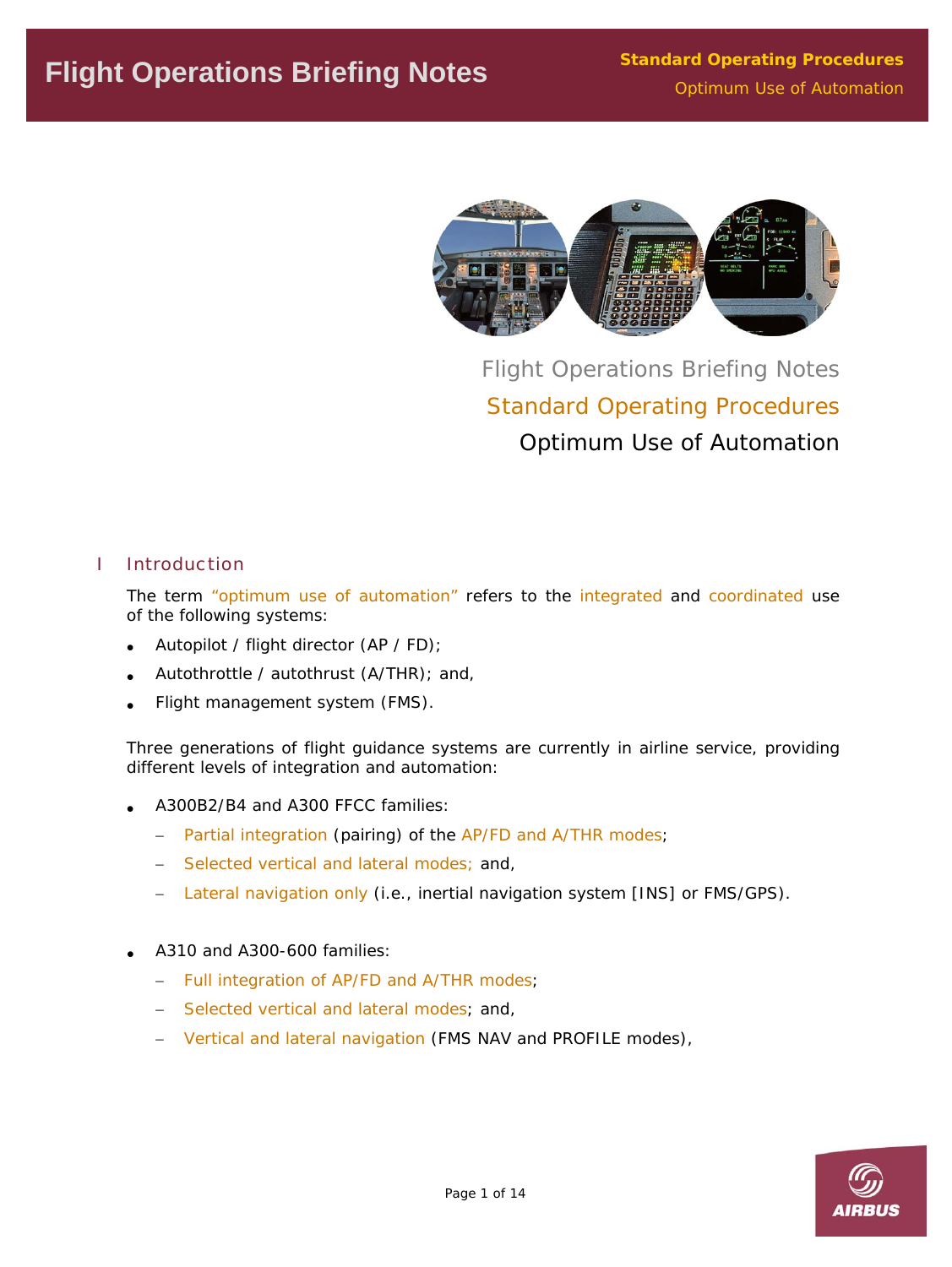# Flight Operations Briefing Notes

## Standard Operating Procedures

## Optimum Use of Automation

## I Introduction

The term "optimum use of automation" refers to the integrated and coordinated use of the following systems:

- Autopilot / flight director (AP / FD);
- Autothrottle / autothrust (A/THR); and,
- Flight management system (FMS).

Three generations of flight guidance systems are currently in airline service, providing different levels of integration and automation:

- A300B2/B4 and A300 FFCC families:
  - Partial integration (pairing) of the AP/FD and A/THR modes;
  - Selected vertical and lateral modes; and,
  - Lateral navigation only (i.e., inertial navigation system [INS] or FMS/GPS).

- A310 and A300-600 families:
  - Full integration of AP/FD and A/THR modes;
  - Selected vertical and lateral modes; and,
  - Vertical and lateral navigation (FMS NAV and PROFILE modes),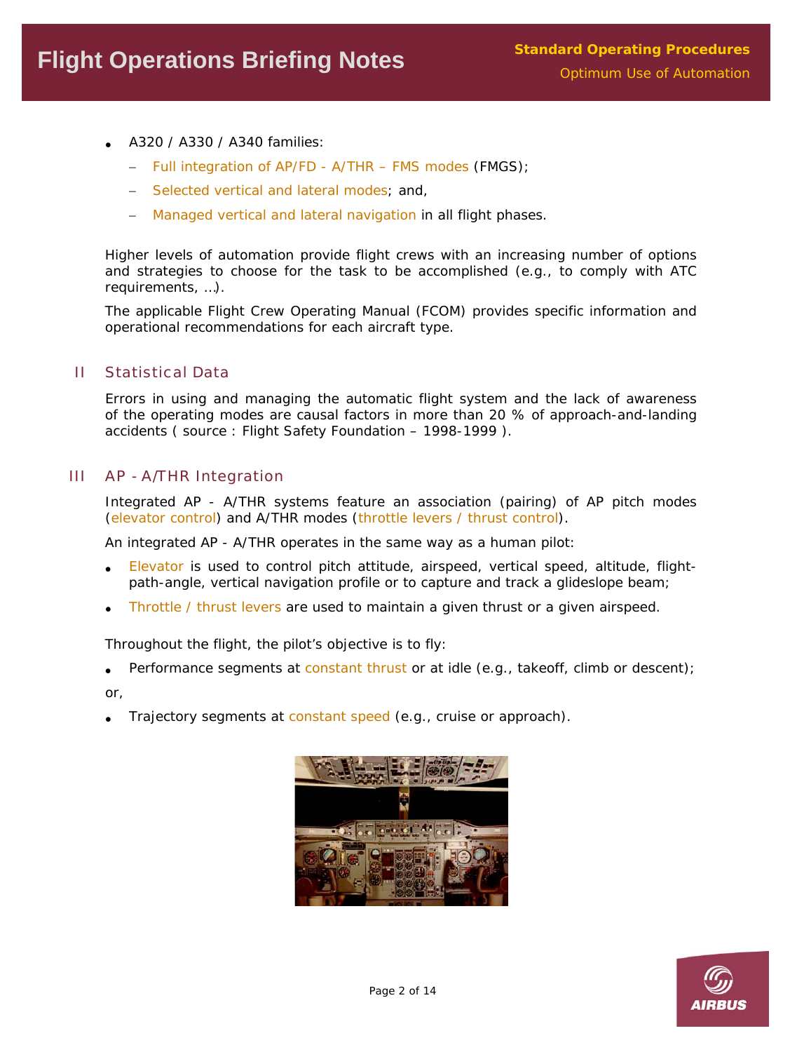- A320 / A330 / A340 families:
  - Full integration of AP/FD - A/THR – FMS modes (FMGS);
  - Selected vertical and lateral modes; and,
  - Managed vertical and lateral navigation in all flight phases.

Higher levels of automation provide flight crews with an increasing number of options and strategies to choose for the task to be accomplished (e.g., to comply with ATC requirements, …).

The applicable Flight Crew Operating Manual (FCOM) provides specific information and operational recommendations for each aircraft type.

## II Statistical Data

Errors in using and managing the automatic flight system and the lack of awareness of the operating modes are causal factors in more than 20 % of approach-and-landing accidents ( source : Flight Safety Foundation – 1998-1999 ).

## III AP - A/THR Integration

Integrated AP - A/THR systems feature an association (pairing) of AP pitch modes (elevator control) and A/THR modes (throttle levers / thrust control).

An integrated AP - A/THR operates in the same way as a human pilot:

- Elevator is used to control pitch attitude, airspeed, vertical speed, altitude, flight-path-angle, vertical navigation profile or to capture and track a glideslope beam;
- Throttle / thrust levers are used to maintain a given thrust or a given airspeed.

Throughout the flight, the pilot's objective is to fly:

- Performance segments at constant thrust or at idle (e.g., takeoff, climb or descent);

or,

- Trajectory segments at constant speed (e.g., cruise or approach).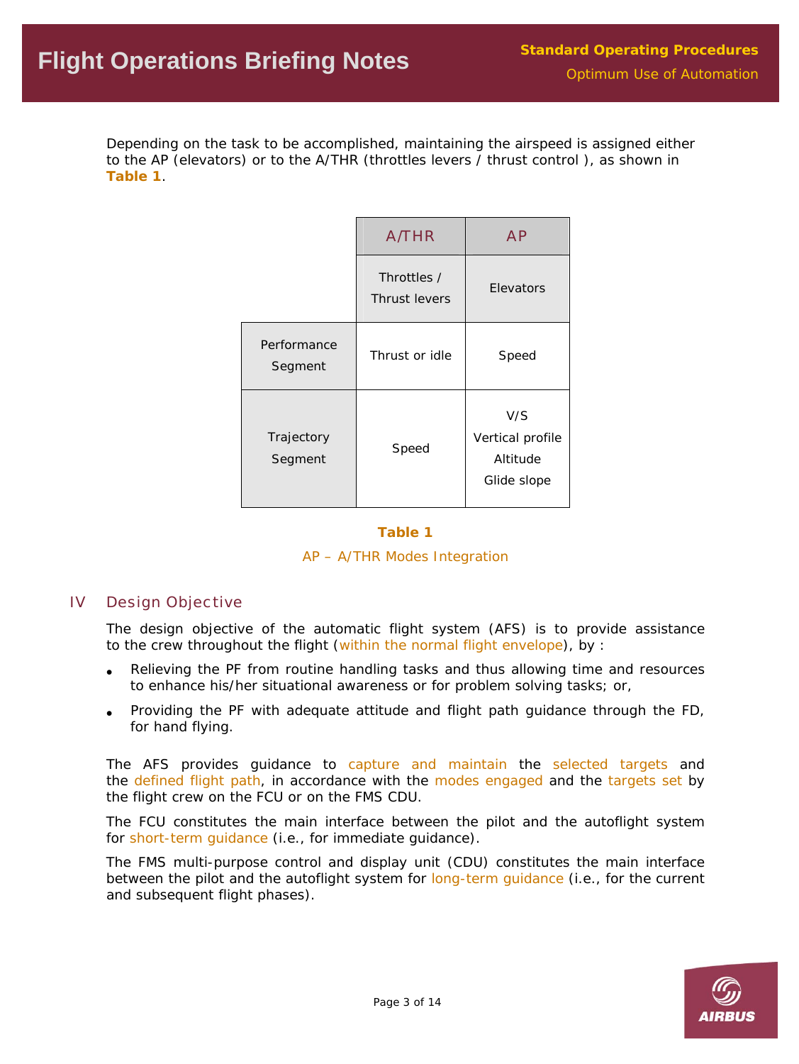Depending on the task to be accomplished, maintaining the airspeed is assigned either to the AP (elevators) or to the A/THR (throttles levers / thrust control ), as shown in **Table 1**.

| | A/THR | AP |
|---|---|---|
| | Throttles / Thrust levers | Elevators |
| Performance Segment | Thrust or idle | Speed |
| Trajectory Segment | Speed | V/S<br>Vertical profile<br>Altitude<br>Glide slope |

**Table 1**

AP – A/THR Modes Integration

## IV Design Objective

The design objective of the automatic flight system (AFS) is to provide assistance to the crew throughout the flight (within the normal flight envelope), by :

- Relieving the PF from routine handling tasks and thus allowing time and resources to enhance his/her situational awareness or for problem solving tasks; or,
- Providing the PF with adequate attitude and flight path guidance through the FD, for hand flying.

The AFS provides guidance to capture and maintain the selected targets and the defined flight path, in accordance with the modes engaged and the targets set by the flight crew on the FCU or on the FMS CDU.

The FCU constitutes the main interface between the pilot and the autoflight system for short-term guidance (i.e., for immediate guidance).

The FMS multi-purpose control and display unit (CDU) constitutes the main interface between the pilot and the autoflight system for long-term guidance (i.e., for the current and subsequent flight phases).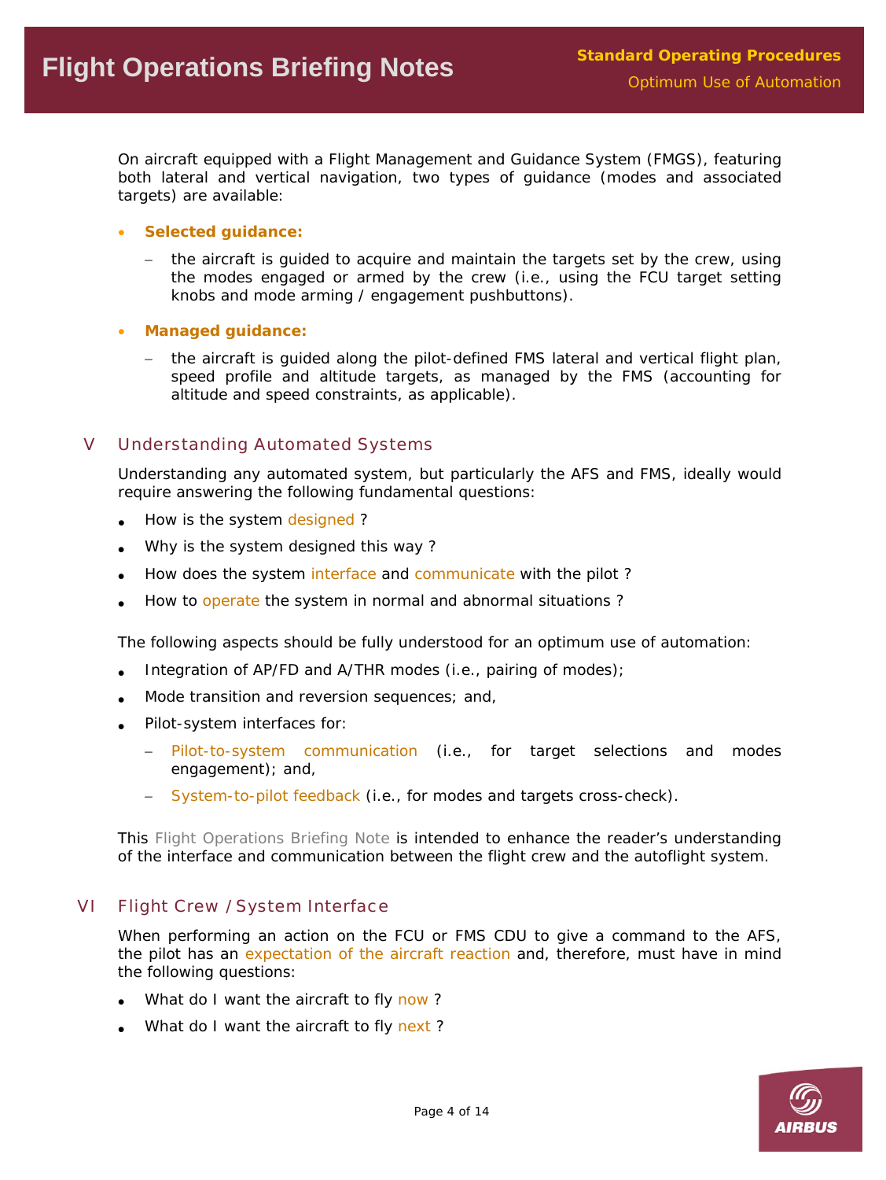On aircraft equipped with a Flight Management and Guidance System (FMGS), featuring both lateral and vertical navigation, two types of guidance (modes and associated targets) are available:

- **Selected guidance:**
  - the aircraft is guided to acquire and maintain the targets set by the crew, using the modes engaged or armed by the crew (i.e., using the FCU target setting knobs and mode arming / engagement pushbuttons).

- **Managed guidance:**
  - the aircraft is guided along the pilot-defined FMS lateral and vertical flight plan, speed profile and altitude targets, as managed by the FMS (accounting for altitude and speed constraints, as applicable).

## V Understanding Automated Systems

Understanding any automated system, but particularly the AFS and FMS, ideally would require answering the following fundamental questions:

- How is the system designed ?
- Why is the system designed this way ?
- How does the system interface and communicate with the pilot ?
- How to operate the system in normal and abnormal situations ?

The following aspects should be fully understood for an optimum use of automation:

- Integration of AP/FD and A/THR modes (i.e., pairing of modes);
- Mode transition and reversion sequences; and,
- Pilot-system interfaces for:
  - Pilot-to-system communication (i.e., for target selections and modes engagement); and,
  - System-to-pilot feedback (i.e., for modes and targets cross-check).

This Flight Operations Briefing Note is intended to enhance the reader's understanding of the interface and communication between the flight crew and the autoflight system.

## VI Flight Crew / System Interface

When performing an action on the FCU or FMS CDU to give a command to the AFS, the pilot has an expectation of the aircraft reaction and, therefore, must have in mind the following questions:

- What do I want the aircraft to fly now ?
- What do I want the aircraft to fly next ?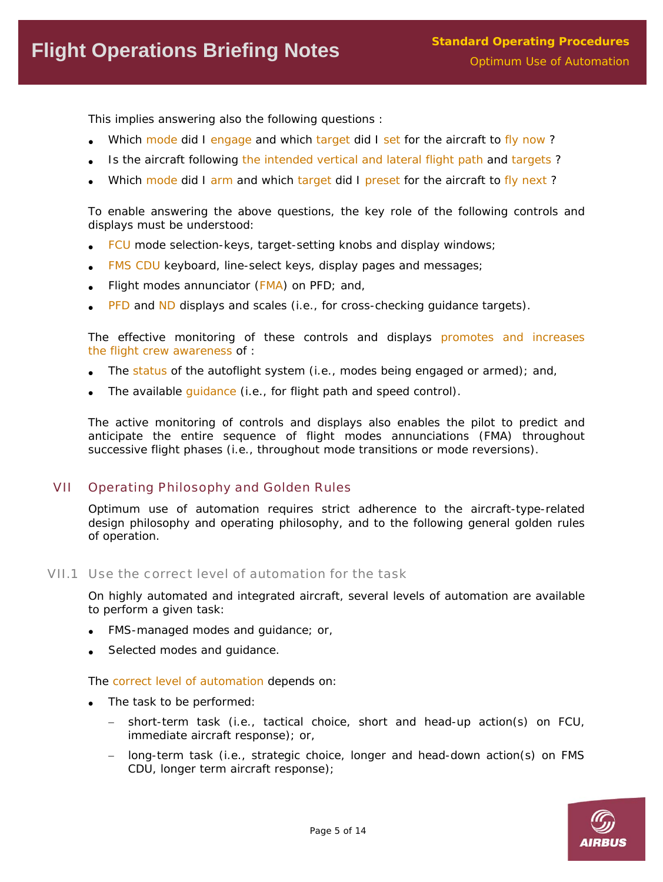This implies answering also the following questions :

- Which mode did I engage and which target did I set for the aircraft to fly now ?
- Is the aircraft following the intended vertical and lateral flight path and targets ?
- Which mode did I arm and which target did I preset for the aircraft to fly next ?

To enable answering the above questions, the key role of the following controls and displays must be understood:

- FCU mode selection-keys, target-setting knobs and display windows;
- FMS CDU keyboard, line-select keys, display pages and messages;
- Flight modes annunciator (FMA) on PFD; and,
- PFD and ND displays and scales (i.e., for cross-checking guidance targets).

The effective monitoring of these controls and displays promotes and increases the flight crew awareness of :

- The status of the autoflight system (i.e., modes being engaged or armed); and,
- The available guidance (i.e., for flight path and speed control).

The active monitoring of controls and displays also enables the pilot to predict and anticipate the entire sequence of flight modes annunciations (FMA) throughout successive flight phases (i.e., throughout mode transitions or mode reversions).

## VII Operating Philosophy and Golden Rules

Optimum use of automation requires strict adherence to the aircraft-type-related design philosophy and operating philosophy, and to the following general golden rules of operation.

### VII.1 Use the correct level of automation for the task

On highly automated and integrated aircraft, several levels of automation are available to perform a given task:

- FMS-managed modes and guidance; or,
- Selected modes and guidance.

The correct level of automation depends on:

- The task to be performed:
  - short-term task (i.e., tactical choice, short and head-up action(s) on FCU, immediate aircraft response); or,
  - long-term task (i.e., strategic choice, longer and head-down action(s) on FMS CDU, longer term aircraft response);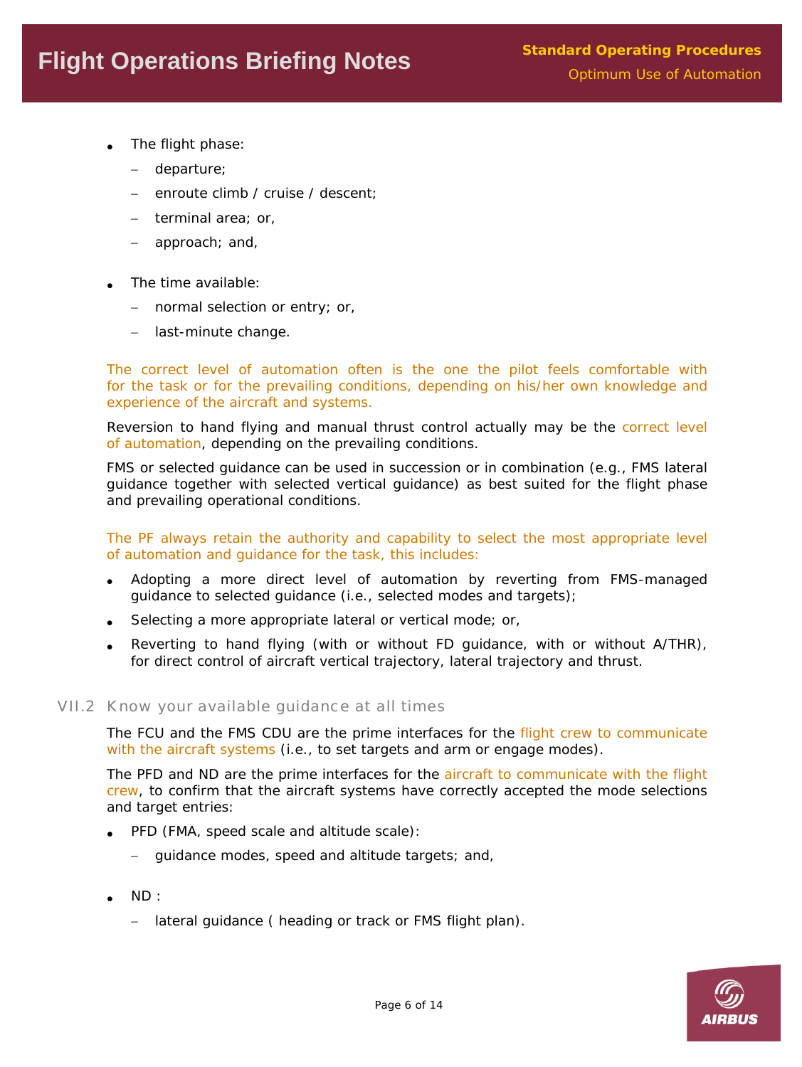- The flight phase:
  - departure;
  - enroute climb / cruise / descent;
  - terminal area; or,
  - approach; and,

- The time available:
  - normal selection or entry; or,
  - last-minute change.

The correct level of automation often is the one the pilot feels comfortable with for the task or for the prevailing conditions, depending on his/her own knowledge and experience of the aircraft and systems.

Reversion to hand flying and manual thrust control actually may be the correct level of automation, depending on the prevailing conditions.

FMS or selected guidance can be used in succession or in combination (e.g., FMS lateral guidance together with selected vertical guidance) as best suited for the flight phase and prevailing operational conditions.

The PF always retain the authority and capability to select the most appropriate level of automation and guidance for the task, this includes:

- Adopting a more direct level of automation by reverting from FMS-managed guidance to selected guidance (i.e., selected modes and targets);
- Selecting a more appropriate lateral or vertical mode; or,
- Reverting to hand flying (with or without FD guidance, with or without A/THR), for direct control of aircraft vertical trajectory, lateral trajectory and thrust.

## VII.2 Know your available guidance at all times

The FCU and the FMS CDU are the prime interfaces for the flight crew to communicate with the aircraft systems (i.e., to set targets and arm or engage modes).

The PFD and ND are the prime interfaces for the aircraft to communicate with the flight crew, to confirm that the aircraft systems have correctly accepted the mode selections and target entries:

- PFD (FMA, speed scale and altitude scale):
  - guidance modes, speed and altitude targets; and,

- ND :
  - lateral guidance ( heading or track or FMS flight plan).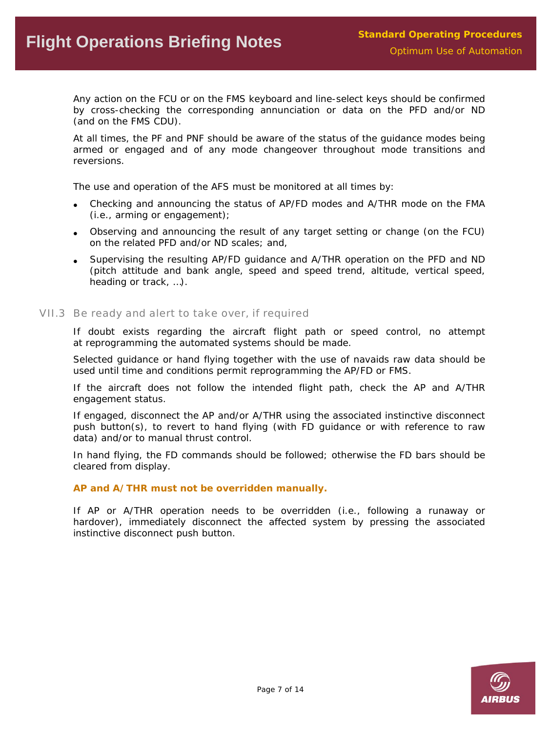Any action on the FCU or on the FMS keyboard and line-select keys should be confirmed by cross-checking the corresponding annunciation or data on the PFD and/or ND (and on the FMS CDU).

At all times, the PF and PNF should be aware of the status of the guidance modes being armed or engaged and of any mode changeover throughout mode transitions and reversions.

The use and operation of the AFS must be monitored at all times by:

- Checking and announcing the status of AP/FD modes and A/THR mode on the FMA (i.e., arming or engagement);
- Observing and announcing the result of any target setting or change (on the FCU) on the related PFD and/or ND scales; and,
- Supervising the resulting AP/FD guidance and A/THR operation on the PFD and ND (pitch attitude and bank angle, speed and speed trend, altitude, vertical speed, heading or track, …).

## VII.3 Be ready and alert to take over, if required

If doubt exists regarding the aircraft flight path or speed control, no attempt at reprogramming the automated systems should be made.

Selected guidance or hand flying together with the use of navaids raw data should be used until time and conditions permit reprogramming the AP/FD or FMS.

If the aircraft does not follow the intended flight path, check the AP and A/THR engagement status.

If engaged, disconnect the AP and/or A/THR using the associated instinctive disconnect push button(s), to revert to hand flying (with FD guidance or with reference to raw data) and/or to manual thrust control.

In hand flying, the FD commands should be followed; otherwise the FD bars should be cleared from display.

**AP and A/THR must not be overridden manually.**

If AP or A/THR operation needs to be overridden (i.e., following a runaway or hardover), immediately disconnect the affected system by pressing the associated instinctive disconnect push button.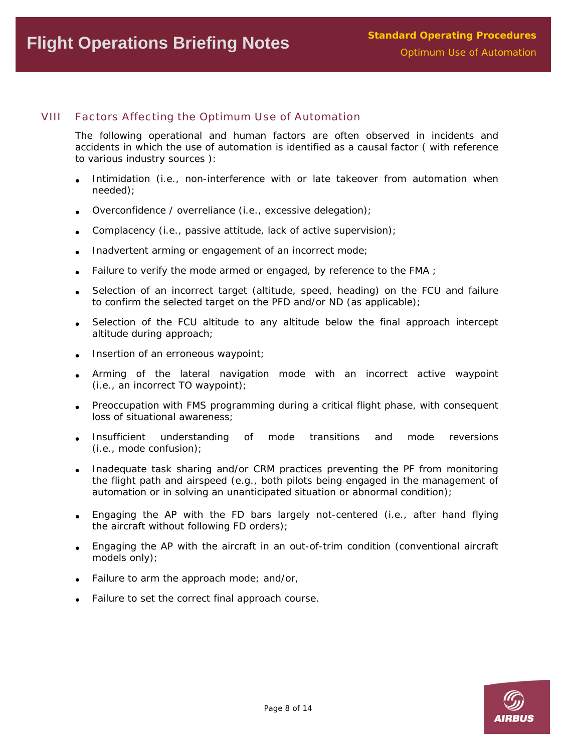## VIII Factors Affecting the Optimum Use of Automation

The following operational and human factors are often observed in incidents and accidents in which the use of automation is identified as a causal factor ( with reference to various industry sources ):

- Intimidation (i.e., non-interference with or late takeover from automation when needed);
- Overconfidence / overreliance (i.e., excessive delegation);
- Complacency (i.e., passive attitude, lack of active supervision);
- Inadvertent arming or engagement of an incorrect mode;
- Failure to verify the mode armed or engaged, by reference to the FMA ;
- Selection of an incorrect target (altitude, speed, heading) on the FCU and failure to confirm the selected target on the PFD and/or ND (as applicable);
- Selection of the FCU altitude to any altitude below the final approach intercept altitude during approach;
- Insertion of an erroneous waypoint;
- Arming of the lateral navigation mode with an incorrect active waypoint (i.e., an incorrect TO waypoint);
- Preoccupation with FMS programming during a critical flight phase, with consequent loss of situational awareness;
- Insufficient understanding of mode transitions and mode reversions (i.e., mode confusion);
- Inadequate task sharing and/or CRM practices preventing the PF from monitoring the flight path and airspeed (e.g., both pilots being engaged in the management of automation or in solving an unanticipated situation or abnormal condition);
- Engaging the AP with the FD bars largely not-centered (i.e., after hand flying the aircraft without following FD orders);
- Engaging the AP with the aircraft in an out-of-trim condition (conventional aircraft models only);
- Failure to arm the approach mode; and/or,
- Failure to set the correct final approach course.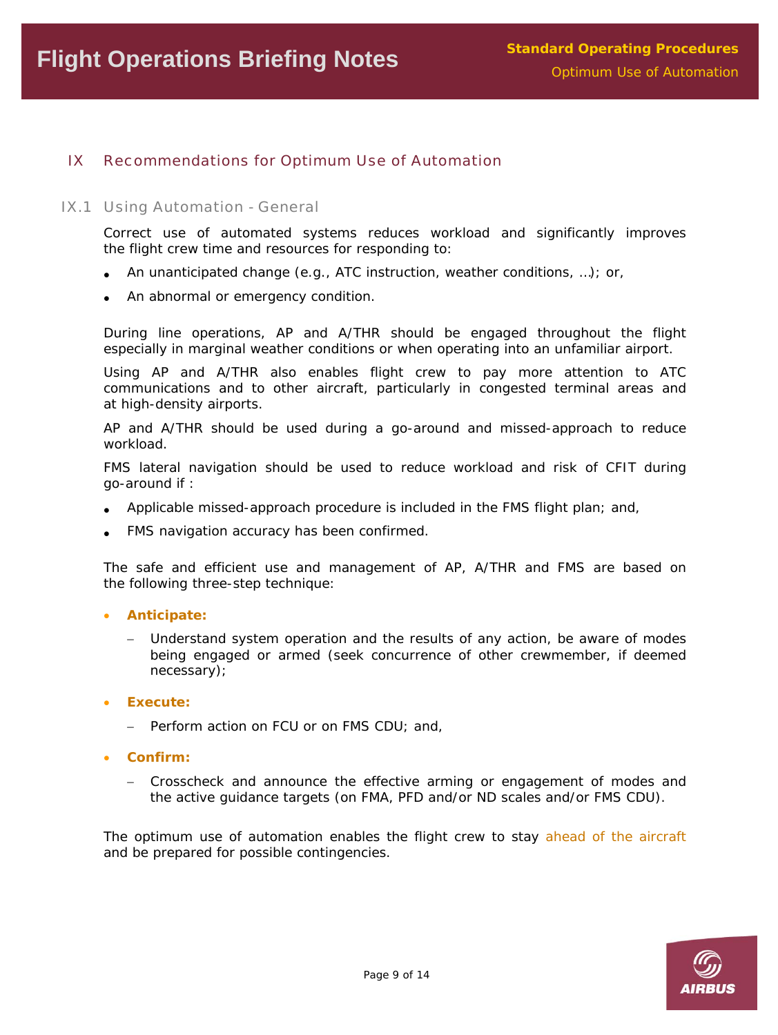## IX Recommendations for Optimum Use of Automation

### IX.1 Using Automation - General

Correct use of automated systems reduces workload and significantly improves the flight crew time and resources for responding to:

- An unanticipated change (e.g., ATC instruction, weather conditions, …); or,
- An abnormal or emergency condition.

During line operations, AP and A/THR should be engaged throughout the flight especially in marginal weather conditions or when operating into an unfamiliar airport.

Using AP and A/THR also enables flight crew to pay more attention to ATC communications and to other aircraft, particularly in congested terminal areas and at high-density airports.

AP and A/THR should be used during a go-around and missed-approach to reduce workload.

FMS lateral navigation should be used to reduce workload and risk of CFIT during go-around if :

- Applicable missed-approach procedure is included in the FMS flight plan; and,
- FMS navigation accuracy has been confirmed.

The safe and efficient use and management of AP, A/THR and FMS are based on the following three-step technique:

- **Anticipate:**
  - Understand system operation and the results of any action, be aware of modes being engaged or armed (seek concurrence of other crewmember, if deemed necessary);
- **Execute:**
  - Perform action on FCU or on FMS CDU; and,
- **Confirm:**
  - Crosscheck and announce the effective arming or engagement of modes and the active guidance targets (on FMA, PFD and/or ND scales and/or FMS CDU).

The optimum use of automation enables the flight crew to stay ahead of the aircraft and be prepared for possible contingencies.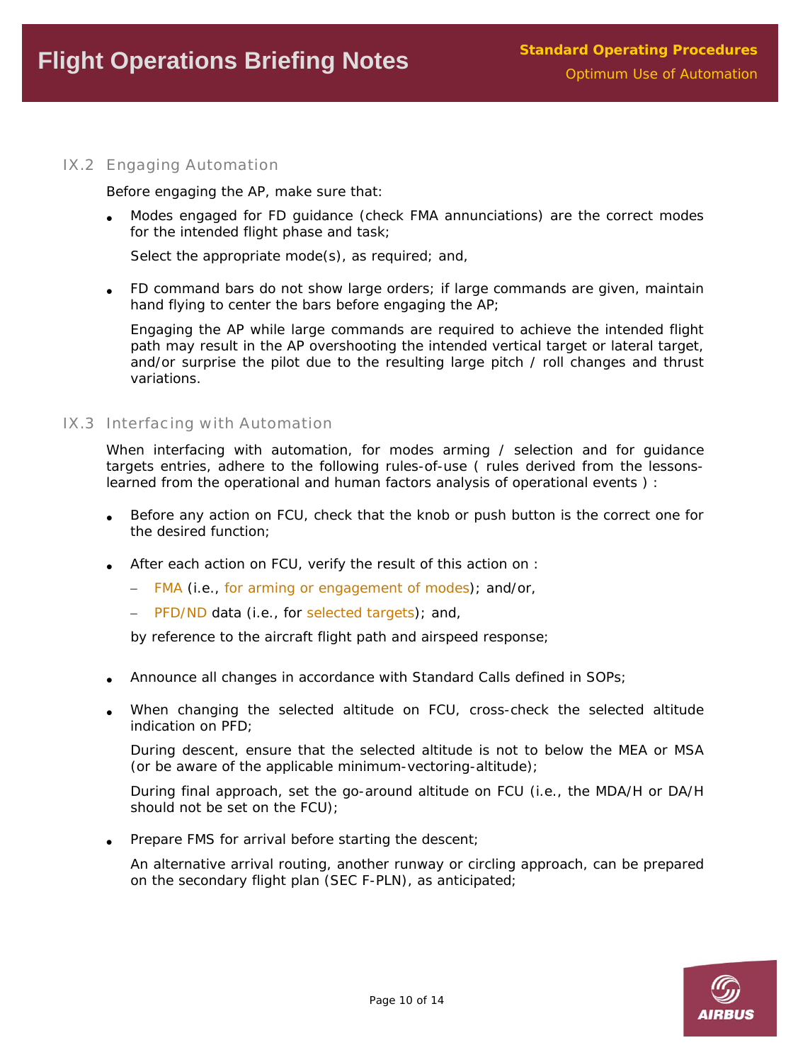### IX.2 Engaging Automation

Before engaging the AP, make sure that:

- Modes engaged for FD guidance (check FMA annunciations) are the correct modes for the intended flight phase and task;

  Select the appropriate mode(s), as required; and,

- FD command bars do not show large orders; if large commands are given, maintain hand flying to center the bars before engaging the AP;

  Engaging the AP while large commands are required to achieve the intended flight path may result in the AP overshooting the intended vertical target or lateral target, and/or surprise the pilot due to the resulting large pitch / roll changes and thrust variations.

### IX.3 Interfacing with Automation

When interfacing with automation, for modes arming / selection and for guidance targets entries, adhere to the following rules-of-use ( rules derived from the lessons-learned from the operational and human factors analysis of operational events ) :

- Before any action on FCU, check that the knob or push button is the correct one for the desired function;

- After each action on FCU, verify the result of this action on :
  - FMA (i.e., for arming or engagement of modes); and/or,
  - PFD/ND data (i.e., for selected targets); and,

  by reference to the aircraft flight path and airspeed response;

- Announce all changes in accordance with Standard Calls defined in SOPs;

- When changing the selected altitude on FCU, cross-check the selected altitude indication on PFD;

  During descent, ensure that the selected altitude is not to below the MEA or MSA (or be aware of the applicable minimum-vectoring-altitude);

  During final approach, set the go-around altitude on FCU (i.e., the MDA/H or DA/H should not be set on the FCU);

- Prepare FMS for arrival before starting the descent;

  An alternative arrival routing, another runway or circling approach, can be prepared on the secondary flight plan (SEC F-PLN), as anticipated;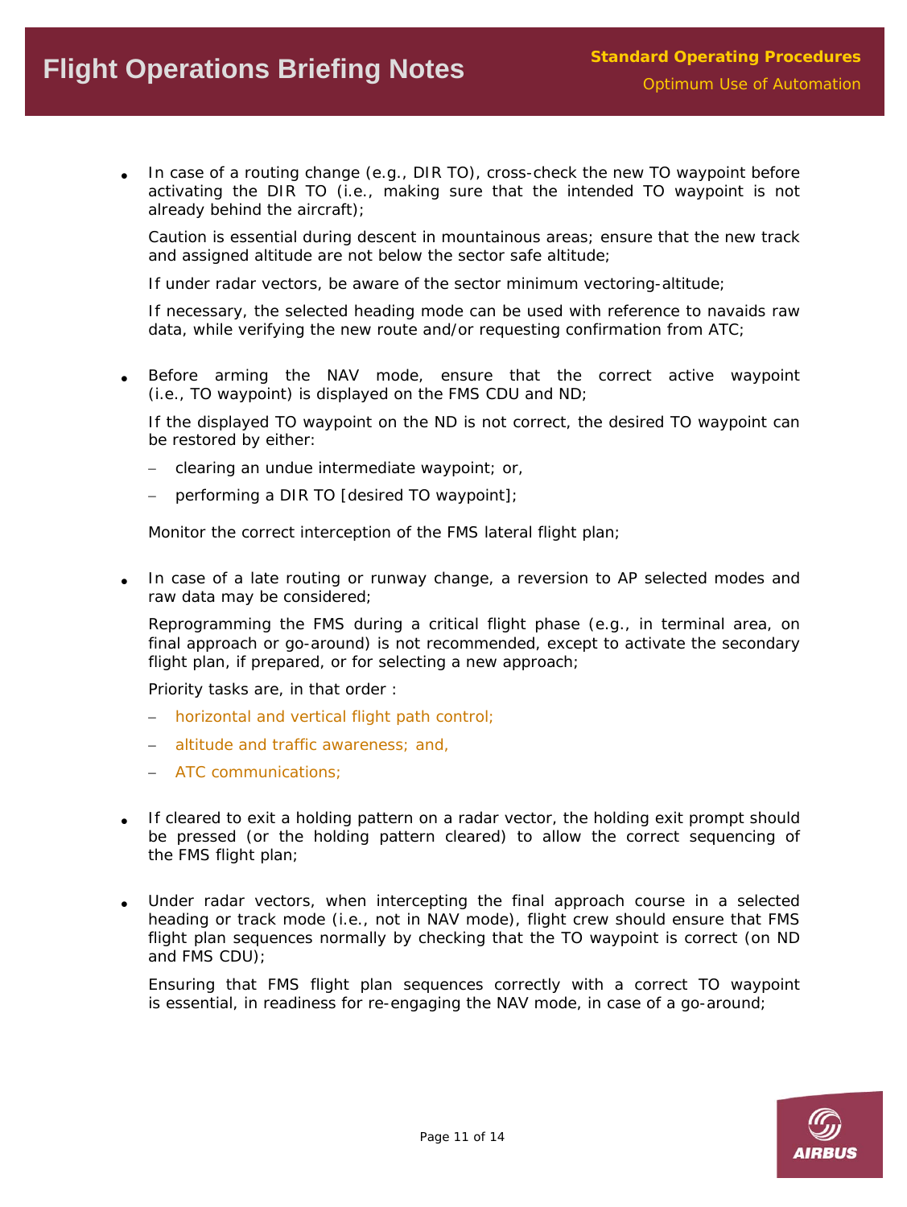- In case of a routing change (e.g., DIR TO), cross-check the new TO waypoint before activating the DIR TO (i.e., making sure that the intended TO waypoint is not already behind the aircraft);

  Caution is essential during descent in mountainous areas; ensure that the new track and assigned altitude are not below the sector safe altitude;

  If under radar vectors, be aware of the sector minimum vectoring-altitude;

  If necessary, the selected heading mode can be used with reference to navaids raw data, while verifying the new route and/or requesting confirmation from ATC;

- Before arming the NAV mode, ensure that the correct active waypoint (i.e., TO waypoint) is displayed on the FMS CDU and ND;

  If the displayed TO waypoint on the ND is not correct, the desired TO waypoint can be restored by either:

  - clearing an undue intermediate waypoint; or,
  - performing a DIR TO [desired TO waypoint];

  Monitor the correct interception of the FMS lateral flight plan;

- In case of a late routing or runway change, a reversion to AP selected modes and raw data may be considered;

  Reprogramming the FMS during a critical flight phase (e.g., in terminal area, on final approach or go-around) is not recommended, except to activate the secondary flight plan, if prepared, or for selecting a new approach;

  Priority tasks are, in that order :

  - horizontal and vertical flight path control;
  - altitude and traffic awareness; and,
  - ATC communications;

- If cleared to exit a holding pattern on a radar vector, the holding exit prompt should be pressed (or the holding pattern cleared) to allow the correct sequencing of the FMS flight plan;

- Under radar vectors, when intercepting the final approach course in a selected heading or track mode (i.e., not in NAV mode), flight crew should ensure that FMS flight plan sequences normally by checking that the TO waypoint is correct (on ND and FMS CDU);

  Ensuring that FMS flight plan sequences correctly with a correct TO waypoint is essential, in readiness for re-engaging the NAV mode, in case of a go-around;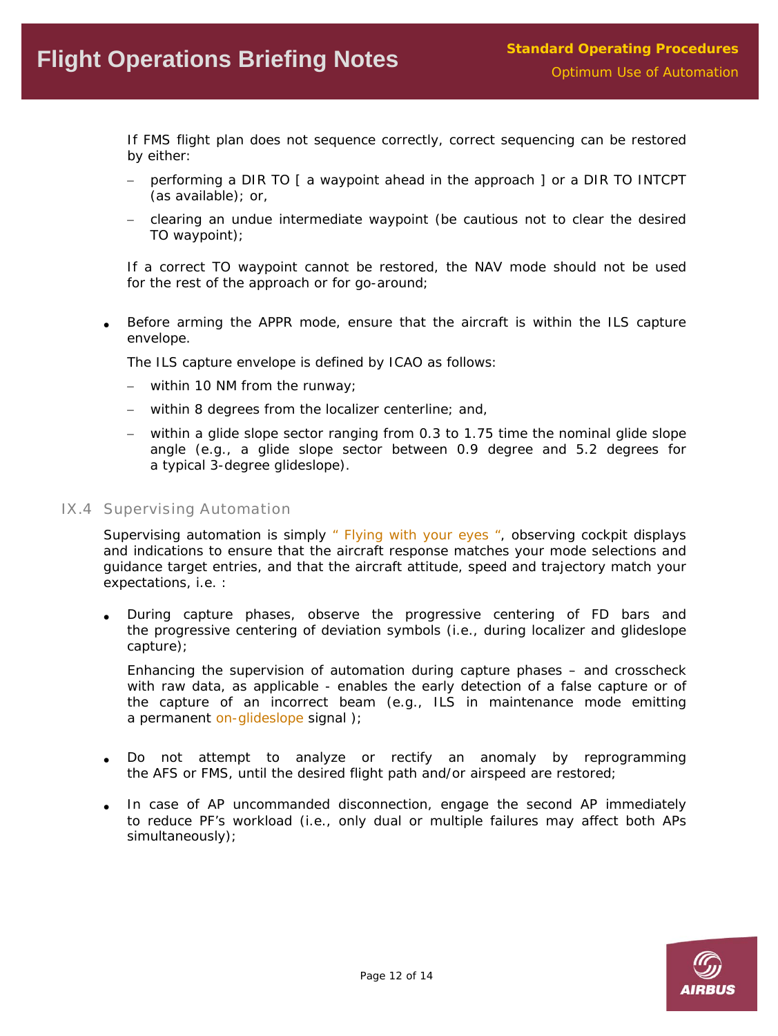If FMS flight plan does not sequence correctly, correct sequencing can be restored by either:

- performing a DIR TO [ a waypoint ahead in the approach ] or a DIR TO INTCPT (as available); or,
- clearing an undue intermediate waypoint (be cautious not to clear the desired TO waypoint);

If a correct TO waypoint cannot be restored, the NAV mode should not be used for the rest of the approach or for go-around;

- Before arming the APPR mode, ensure that the aircraft is within the ILS capture envelope.

  The ILS capture envelope is defined by ICAO as follows:

  - within 10 NM from the runway;
  - within 8 degrees from the localizer centerline; and,
  - within a glide slope sector ranging from 0.3 to 1.75 time the nominal glide slope angle (e.g., a glide slope sector between 0.9 degree and 5.2 degrees for a typical 3-degree glideslope).

## IX.4 Supervising Automation

Supervising automation is simply " Flying with your eyes ", observing cockpit displays and indications to ensure that the aircraft response matches your mode selections and guidance target entries, and that the aircraft attitude, speed and trajectory match your expectations, i.e. :

- During capture phases, observe the progressive centering of FD bars and the progressive centering of deviation symbols (i.e., during localizer and glideslope capture);

  Enhancing the supervision of automation during capture phases – and crosscheck with raw data, as applicable - enables the early detection of a false capture or of the capture of an incorrect beam (e.g., ILS in maintenance mode emitting a permanent on-glideslope signal );

- Do not attempt to analyze or rectify an anomaly by reprogramming the AFS or FMS, until the desired flight path and/or airspeed are restored;

- In case of AP uncommanded disconnection, engage the second AP immediately to reduce PF's workload (i.e., only dual or multiple failures may affect both APs simultaneously);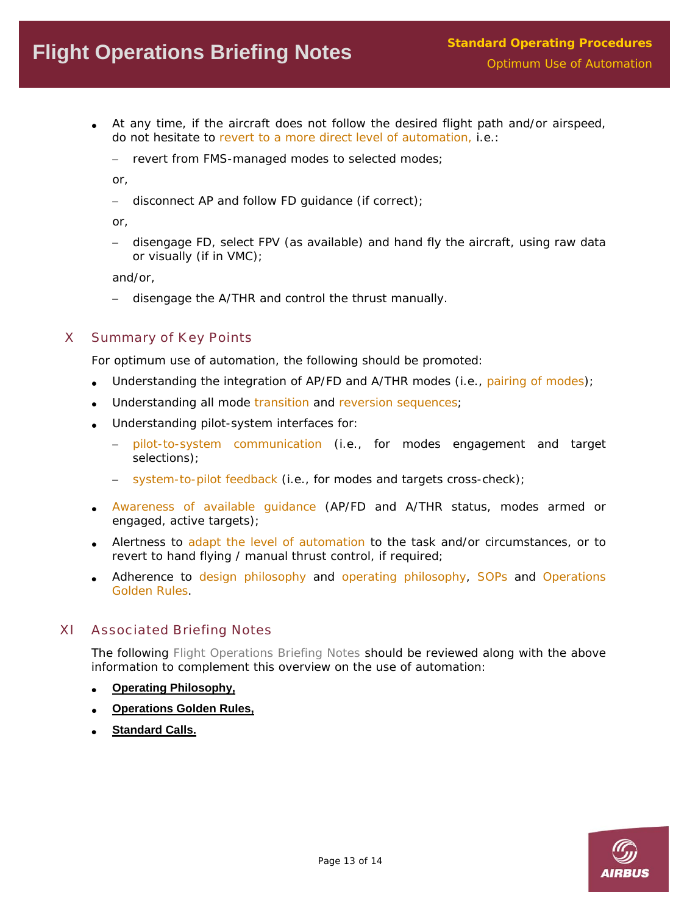- At any time, if the aircraft does not follow the desired flight path and/or airspeed, do not hesitate to revert to a more direct level of automation, i.e.:

  – revert from FMS-managed modes to selected modes;

  or,

  – disconnect AP and follow FD guidance (if correct);

  or,

  – disengage FD, select FPV (as available) and hand fly the aircraft, using raw data or visually (if in VMC);

  and/or,

  – disengage the A/THR and control the thrust manually.

## X Summary of Key Points

For optimum use of automation, the following should be promoted:

- Understanding the integration of AP/FD and A/THR modes (i.e., pairing of modes);
- Understanding all mode transition and reversion sequences;
- Understanding pilot-system interfaces for:
  – pilot-to-system communication (i.e., for modes engagement and target selections);
  – system-to-pilot feedback (i.e., for modes and targets cross-check);
- Awareness of available guidance (AP/FD and A/THR status, modes armed or engaged, active targets);
- Alertness to adapt the level of automation to the task and/or circumstances, or to revert to hand flying / manual thrust control, if required;
- Adherence to design philosophy and operating philosophy, SOPs and Operations Golden Rules.

## XI Associated Briefing Notes

The following Flight Operations Briefing Notes should be reviewed along with the above information to complement this overview on the use of automation:

- **Operating Philosophy,**
- **Operations Golden Rules,**
- **Standard Calls.**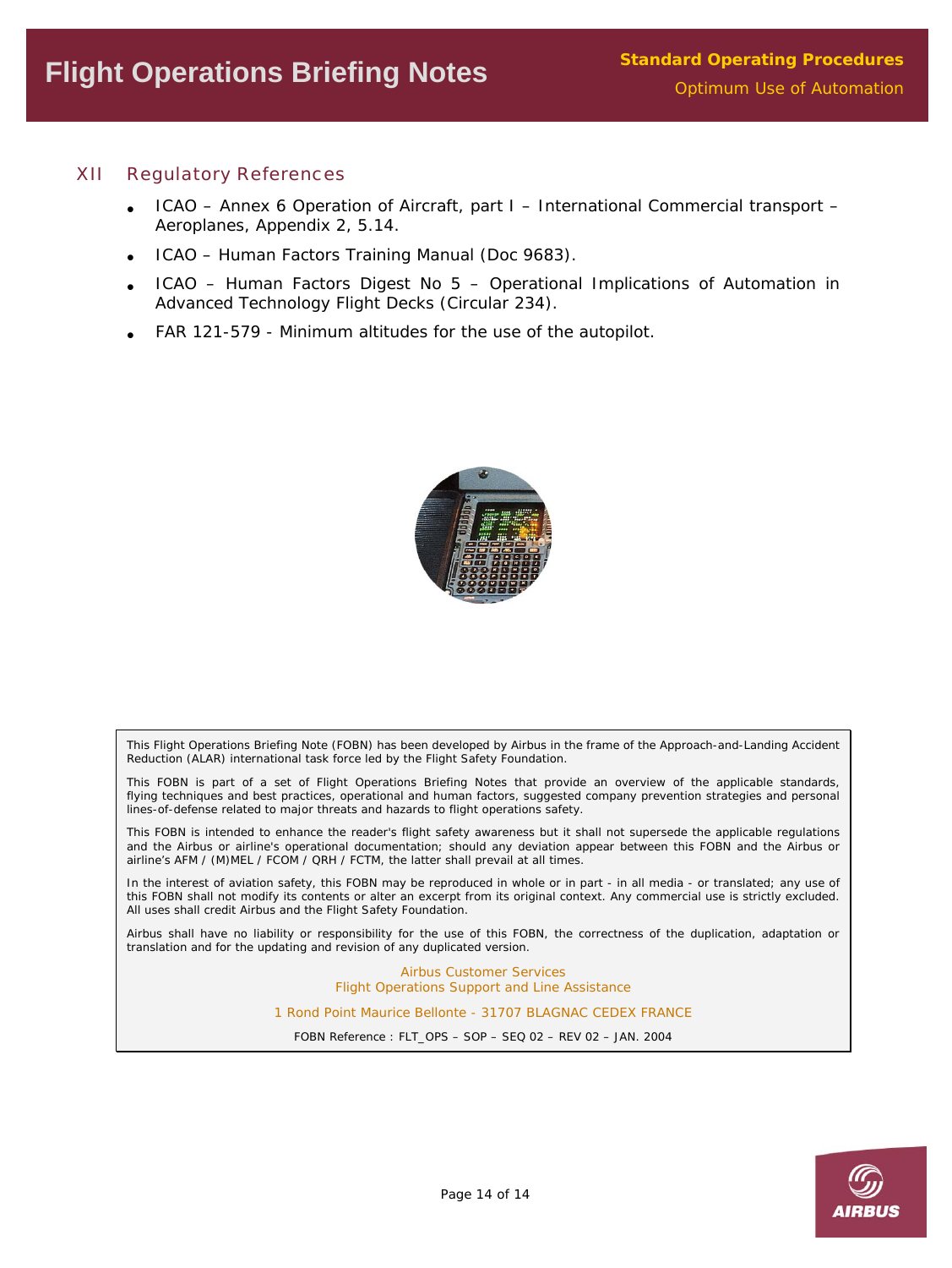## XII Regulatory References

- ICAO – Annex 6 Operation of Aircraft, part I – International Commercial transport – Aeroplanes, Appendix 2, 5.14.
- ICAO – Human Factors Training Manual (Doc 9683).
- ICAO – Human Factors Digest No 5 – Operational Implications of Automation in Advanced Technology Flight Decks (Circular 234).
- FAR 121-579 - Minimum altitudes for the use of the autopilot.

This Flight Operations Briefing Note (FOBN) has been developed by Airbus in the frame of the Approach-and-Landing Accident Reduction (ALAR) international task force led by the Flight Safety Foundation.

This FOBN is part of a set of Flight Operations Briefing Notes that provide an overview of the applicable standards, flying techniques and best practices, operational and human factors, suggested company prevention strategies and personal lines-of-defense related to major threats and hazards to flight operations safety.

This FOBN is intended to enhance the reader's flight safety awareness but it shall not supersede the applicable regulations and the Airbus or airline's operational documentation; should any deviation appear between this FOBN and the Airbus or airline's AFM / (M)MEL / FCOM / QRH / FCTM, the latter shall prevail at all times.

In the interest of aviation safety, this FOBN may be reproduced in whole or in part - in all media - or translated; any use of this FOBN shall not modify its contents or alter an excerpt from its original context. Any commercial use is strictly excluded. All uses shall credit Airbus and the Flight Safety Foundation.

Airbus shall have no liability or responsibility for the use of this FOBN, the correctness of the duplication, adaptation or translation and for the updating and revision of any duplicated version.

Airbus Customer Services
Flight Operations Support and Line Assistance

1 Rond Point Maurice Bellonte - 31707 BLAGNAC CEDEX FRANCE

FOBN Reference : FLT_OPS – SOP – SEQ 02 – REV 02 – JAN. 2004